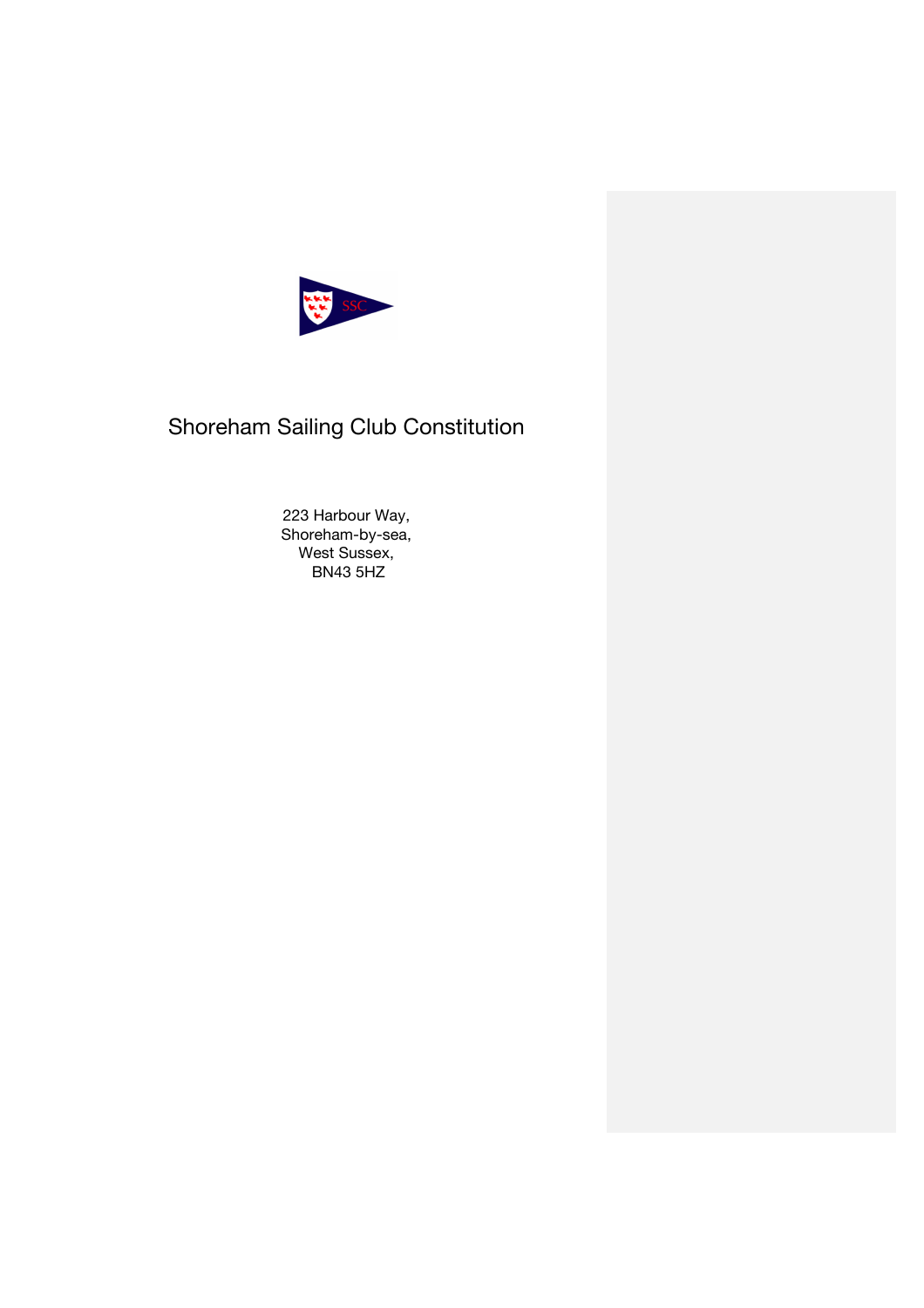# Shoreham Sailing Club Constitution

223 Harbour Way,
Shoreham-by-sea,
West Sussex,
BN43 5HZ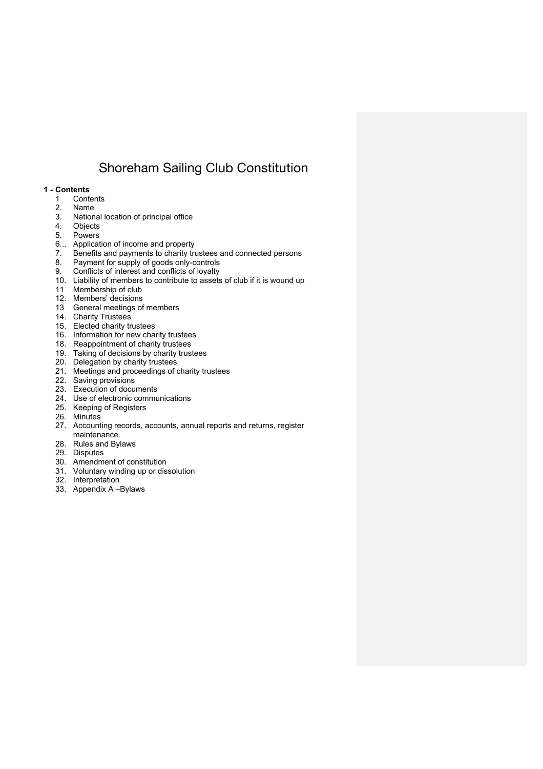# Shoreham Sailing Club Constitution

**1 - Contents**

1 Contents
2. Name
3. National location of principal office
4. Objects
5. Powers
6... Application of income and property
7. Benefits and payments to charity trustees and connected persons
8. Payment for supply of goods only-controls
9. Conflicts of interest and conflicts of loyalty
10. Liability of members to contribute to assets of club if it is wound up
11 Membership of club
12. Members' decisions
13 General meetings of members
14. Charity Trustees
15. Elected charity trustees
16. Information for new charity trustees
18. Reappointment of charity trustees
19. Taking of decisions by charity trustees
20. Delegation by charity trustees
21. Meetings and proceedings of charity trustees
22. Saving provisions
23. Execution of documents
24. Use of electronic communications
25. Keeping of Registers
26. Minutes
27. Accounting records, accounts, annual reports and returns, register maintenance.
28. Rules and Bylaws
29. Disputes
30. Amendment of constitution
31. Voluntary winding up or dissolution
32. Interpretation
33. Appendix A –Bylaws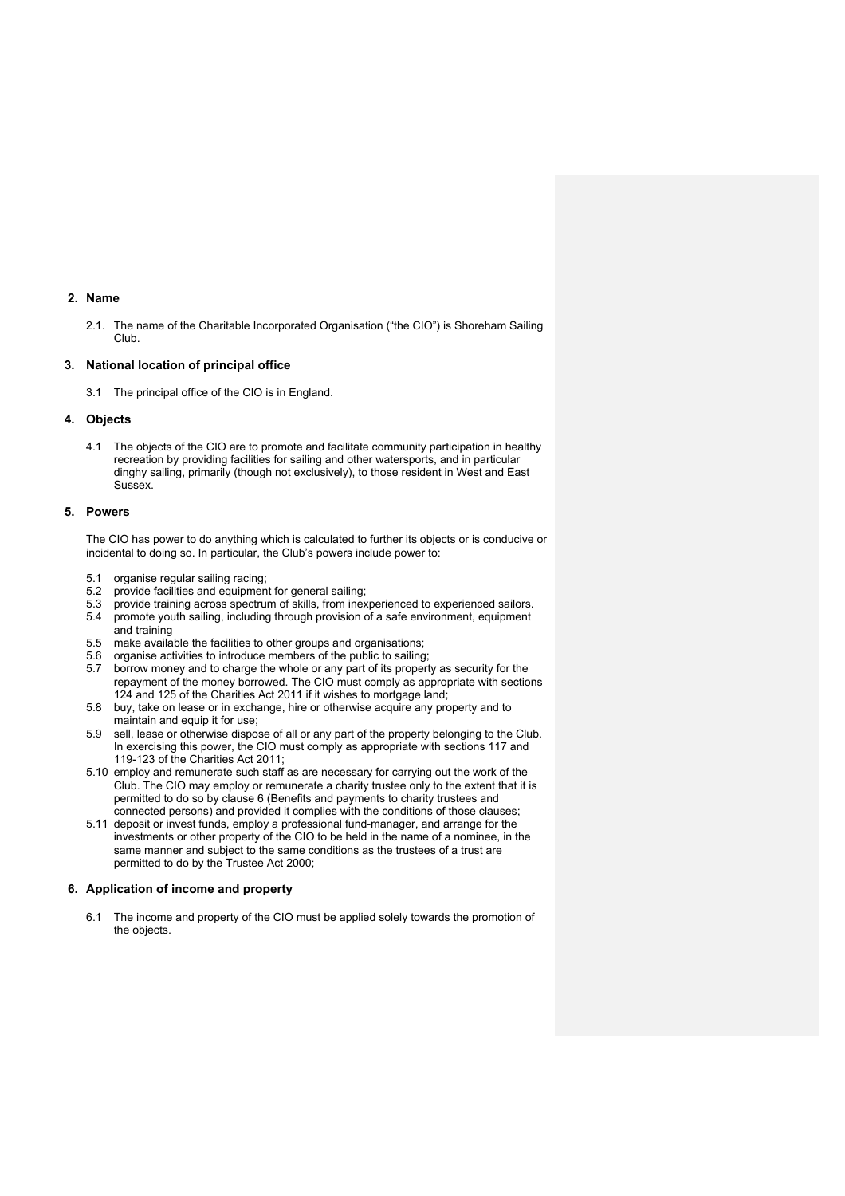## 2. Name

2.1. The name of the Charitable Incorporated Organisation ("the CIO") is Shoreham Sailing Club.

## 3. National location of principal office

3.1 The principal office of the CIO is in England.

## 4. Objects

4.1 The objects of the CIO are to promote and facilitate community participation in healthy recreation by providing facilities for sailing and other watersports, and in particular dinghy sailing, primarily (though not exclusively), to those resident in West and East Sussex.

## 5. Powers

The CIO has power to do anything which is calculated to further its objects or is conducive or incidental to doing so. In particular, the Club's powers include power to:

5.1 organise regular sailing racing;
5.2 provide facilities and equipment for general sailing;
5.3 provide training across spectrum of skills, from inexperienced to experienced sailors.
5.4 promote youth sailing, including through provision of a safe environment, equipment and training
5.5 make available the facilities to other groups and organisations;
5.6 organise activities to introduce members of the public to sailing;
5.7 borrow money and to charge the whole or any part of its property as security for the repayment of the money borrowed. The CIO must comply as appropriate with sections 124 and 125 of the Charities Act 2011 if it wishes to mortgage land;
5.8 buy, take on lease or in exchange, hire or otherwise acquire any property and to maintain and equip it for use;
5.9 sell, lease or otherwise dispose of all or any part of the property belonging to the Club. In exercising this power, the CIO must comply as appropriate with sections 117 and 119-123 of the Charities Act 2011;
5.10 employ and remunerate such staff as are necessary for carrying out the work of the Club. The CIO may employ or remunerate a charity trustee only to the extent that it is permitted to do so by clause 6 (Benefits and payments to charity trustees and connected persons) and provided it complies with the conditions of those clauses;
5.11 deposit or invest funds, employ a professional fund-manager, and arrange for the investments or other property of the CIO to be held in the name of a nominee, in the same manner and subject to the same conditions as the trustees of a trust are permitted to do by the Trustee Act 2000;

## 6. Application of income and property

6.1 The income and property of the CIO must be applied solely towards the promotion of the objects.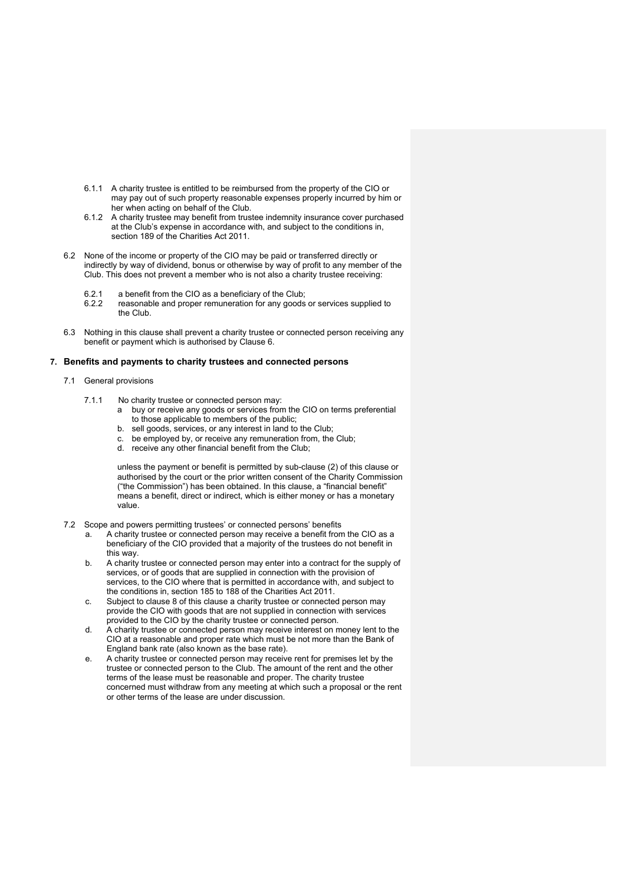6.1.1 A charity trustee is entitled to be reimbursed from the property of the CIO or may pay out of such property reasonable expenses properly incurred by him or her when acting on behalf of the Club.

6.1.2 A charity trustee may benefit from trustee indemnity insurance cover purchased at the Club's expense in accordance with, and subject to the conditions in, section 189 of the Charities Act 2011.

6.2 None of the income or property of the CIO may be paid or transferred directly or indirectly by way of dividend, bonus or otherwise by way of profit to any member of the Club. This does not prevent a member who is not also a charity trustee receiving:

6.2.1 a benefit from the CIO as a beneficiary of the Club;

6.2.2 reasonable and proper remuneration for any goods or services supplied to the Club.

6.3 Nothing in this clause shall prevent a charity trustee or connected person receiving any benefit or payment which is authorised by Clause 6.

## 7. Benefits and payments to charity trustees and connected persons

7.1 General provisions

7.1.1 No charity trustee or connected person may:

a buy or receive any goods or services from the CIO on terms preferential to those applicable to members of the public;

b. sell goods, services, or any interest in land to the Club;

c. be employed by, or receive any remuneration from, the Club;

d. receive any other financial benefit from the Club;

unless the payment or benefit is permitted by sub-clause (2) of this clause or authorised by the court or the prior written consent of the Charity Commission ("the Commission") has been obtained. In this clause, a "financial benefit" means a benefit, direct or indirect, which is either money or has a monetary value.

7.2 Scope and powers permitting trustees' or connected persons' benefits

a. A charity trustee or connected person may receive a benefit from the CIO as a beneficiary of the CIO provided that a majority of the trustees do not benefit in this way.

b. A charity trustee or connected person may enter into a contract for the supply of services, or of goods that are supplied in connection with the provision of services, to the CIO where that is permitted in accordance with, and subject to the conditions in, section 185 to 188 of the Charities Act 2011.

c. Subject to clause 8 of this clause a charity trustee or connected person may provide the CIO with goods that are not supplied in connection with services provided to the CIO by the charity trustee or connected person.

d. A charity trustee or connected person may receive interest on money lent to the CIO at a reasonable and proper rate which must be not more than the Bank of England bank rate (also known as the base rate).

e. A charity trustee or connected person may receive rent for premises let by the trustee or connected person to the Club. The amount of the rent and the other terms of the lease must be reasonable and proper. The charity trustee concerned must withdraw from any meeting at which such a proposal or the rent or other terms of the lease are under discussion.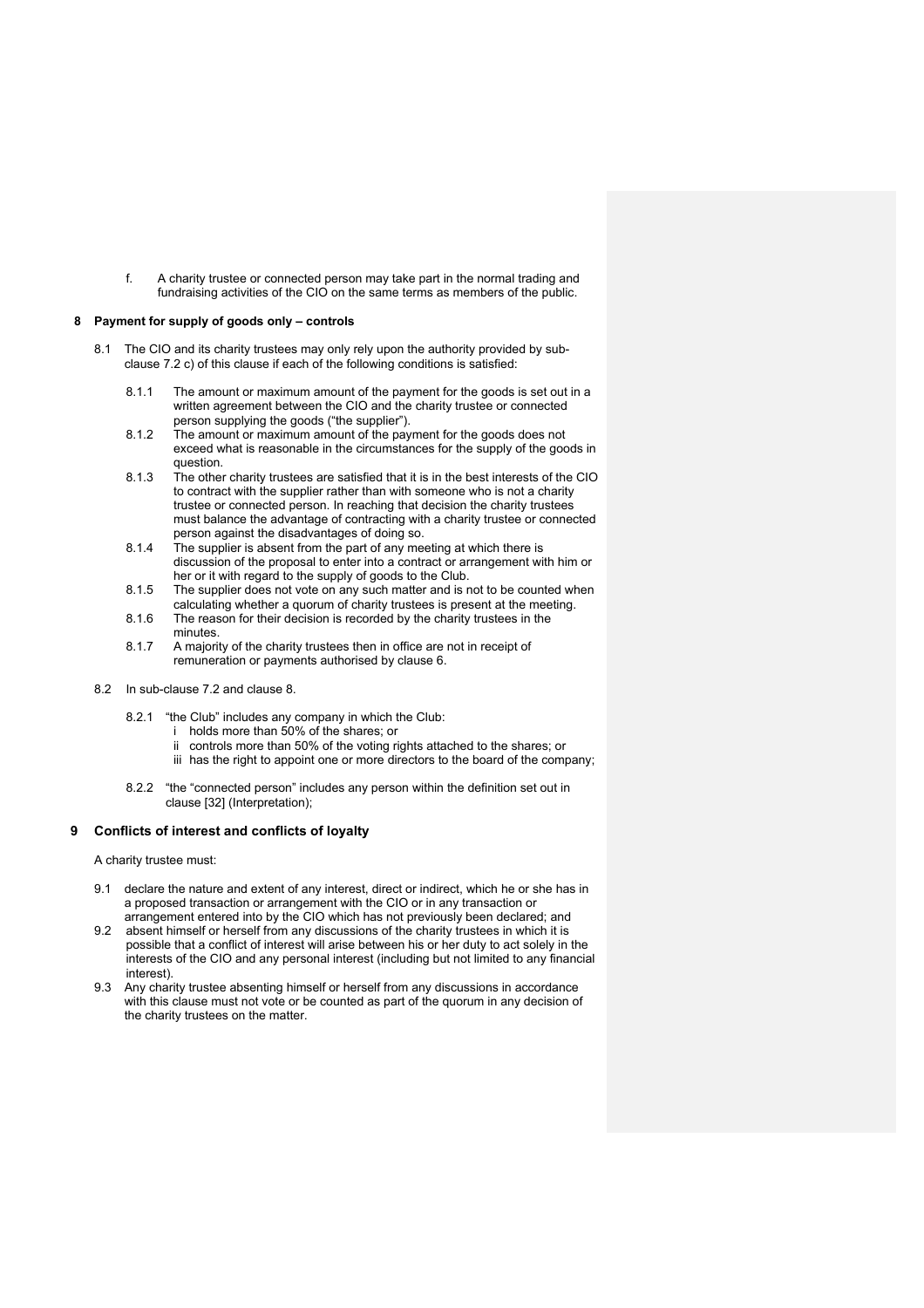f. A charity trustee or connected person may take part in the normal trading and fundraising activities of the CIO on the same terms as members of the public.

## 8 Payment for supply of goods only – controls

8.1 The CIO and its charity trustees may only rely upon the authority provided by sub-clause 7.2 c) of this clause if each of the following conditions is satisfied:

8.1.1 The amount or maximum amount of the payment for the goods is set out in a written agreement between the CIO and the charity trustee or connected person supplying the goods ("the supplier").

8.1.2 The amount or maximum amount of the payment for the goods does not exceed what is reasonable in the circumstances for the supply of the goods in question.

8.1.3 The other charity trustees are satisfied that it is in the best interests of the CIO to contract with the supplier rather than with someone who is not a charity trustee or connected person. In reaching that decision the charity trustees must balance the advantage of contracting with a charity trustee or connected person against the disadvantages of doing so.

8.1.4 The supplier is absent from the part of any meeting at which there is discussion of the proposal to enter into a contract or arrangement with him or her or it with regard to the supply of goods to the Club.

8.1.5 The supplier does not vote on any such matter and is not to be counted when calculating whether a quorum of charity trustees is present at the meeting.

8.1.6 The reason for their decision is recorded by the charity trustees in the minutes.

8.1.7 A majority of the charity trustees then in office are not in receipt of remuneration or payments authorised by clause 6.

8.2 In sub-clause 7.2 and clause 8.

8.2.1 "the Club" includes any company in which the Club:

i holds more than 50% of the shares; or

ii controls more than 50% of the voting rights attached to the shares; or

iii has the right to appoint one or more directors to the board of the company;

8.2.2 "the "connected person" includes any person within the definition set out in clause [32] (Interpretation);

## 9 Conflicts of interest and conflicts of loyalty

A charity trustee must:

9.1 declare the nature and extent of any interest, direct or indirect, which he or she has in a proposed transaction or arrangement with the CIO or in any transaction or arrangement entered into by the CIO which has not previously been declared; and

9.2 absent himself or herself from any discussions of the charity trustees in which it is possible that a conflict of interest will arise between his or her duty to act solely in the interests of the CIO and any personal interest (including but not limited to any financial interest).

9.3 Any charity trustee absenting himself or herself from any discussions in accordance with this clause must not vote or be counted as part of the quorum in any decision of the charity trustees on the matter.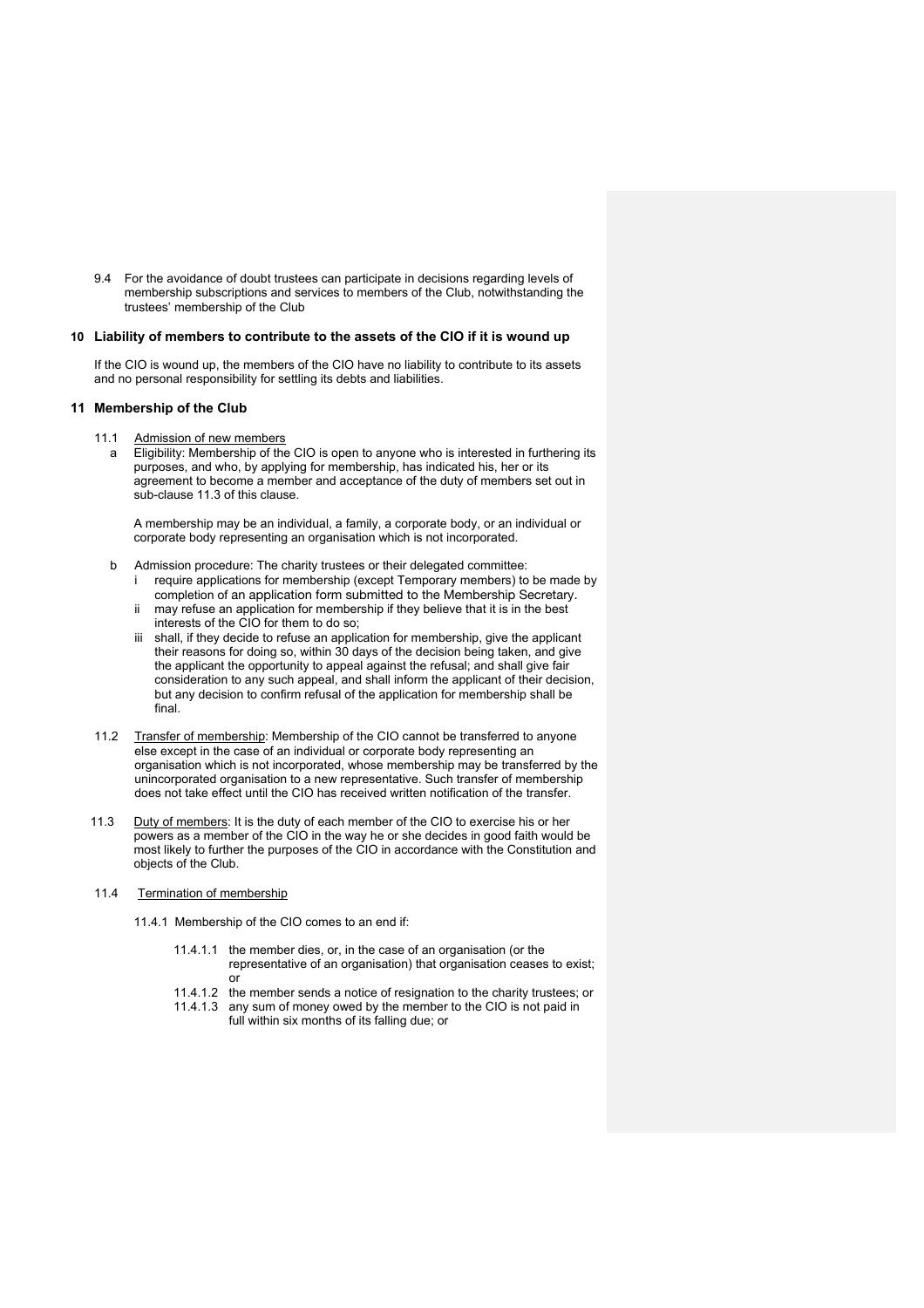9.4 For the avoidance of doubt trustees can participate in decisions regarding levels of membership subscriptions and services to members of the Club, notwithstanding the trustees' membership of the Club

## 10 Liability of members to contribute to the assets of the CIO if it is wound up

If the CIO is wound up, the members of the CIO have no liability to contribute to its assets and no personal responsibility for settling its debts and liabilities.

## 11 Membership of the Club

11.1 Admission of new members

a. Eligibility: Membership of the CIO is open to anyone who is interested in furthering its purposes, and who, by applying for membership, has indicated his, her or its agreement to become a member and acceptance of the duty of members set out in sub-clause 11.3 of this clause.

   A membership may be an individual, a family, a corporate body, or an individual or corporate body representing an organisation which is not incorporated.

b. Admission procedure: The charity trustees or their delegated committee:
   - i. require applications for membership (except Temporary members) to be made by completion of an application form submitted to the Membership Secretary.
   - ii. may refuse an application for membership if they believe that it is in the best interests of the CIO for them to do so;
   - iii. shall, if they decide to refuse an application for membership, give the applicant their reasons for doing so, within 30 days of the decision being taken, and give the applicant the opportunity to appeal against the refusal; and shall give fair consideration to any such appeal, and shall inform the applicant of their decision, but any decision to confirm refusal of the application for membership shall be final.

11.2 Transfer of membership: Membership of the CIO cannot be transferred to anyone else except in the case of an individual or corporate body representing an organisation which is not incorporated, whose membership may be transferred by the unincorporated organisation to a new representative. Such transfer of membership does not take effect until the CIO has received written notification of the transfer.

11.3 Duty of members: It is the duty of each member of the CIO to exercise his or her powers as a member of the CIO in the way he or she decides in good faith would be most likely to further the purposes of the CIO in accordance with the Constitution and objects of the Club.

11.4 Termination of membership

11.4.1 Membership of the CIO comes to an end if:

11.4.1.1 the member dies, or, in the case of an organisation (or the representative of an organisation) that organisation ceases to exist; or

11.4.1.2 the member sends a notice of resignation to the charity trustees; or

11.4.1.3 any sum of money owed by the member to the CIO is not paid in full within six months of its falling due; or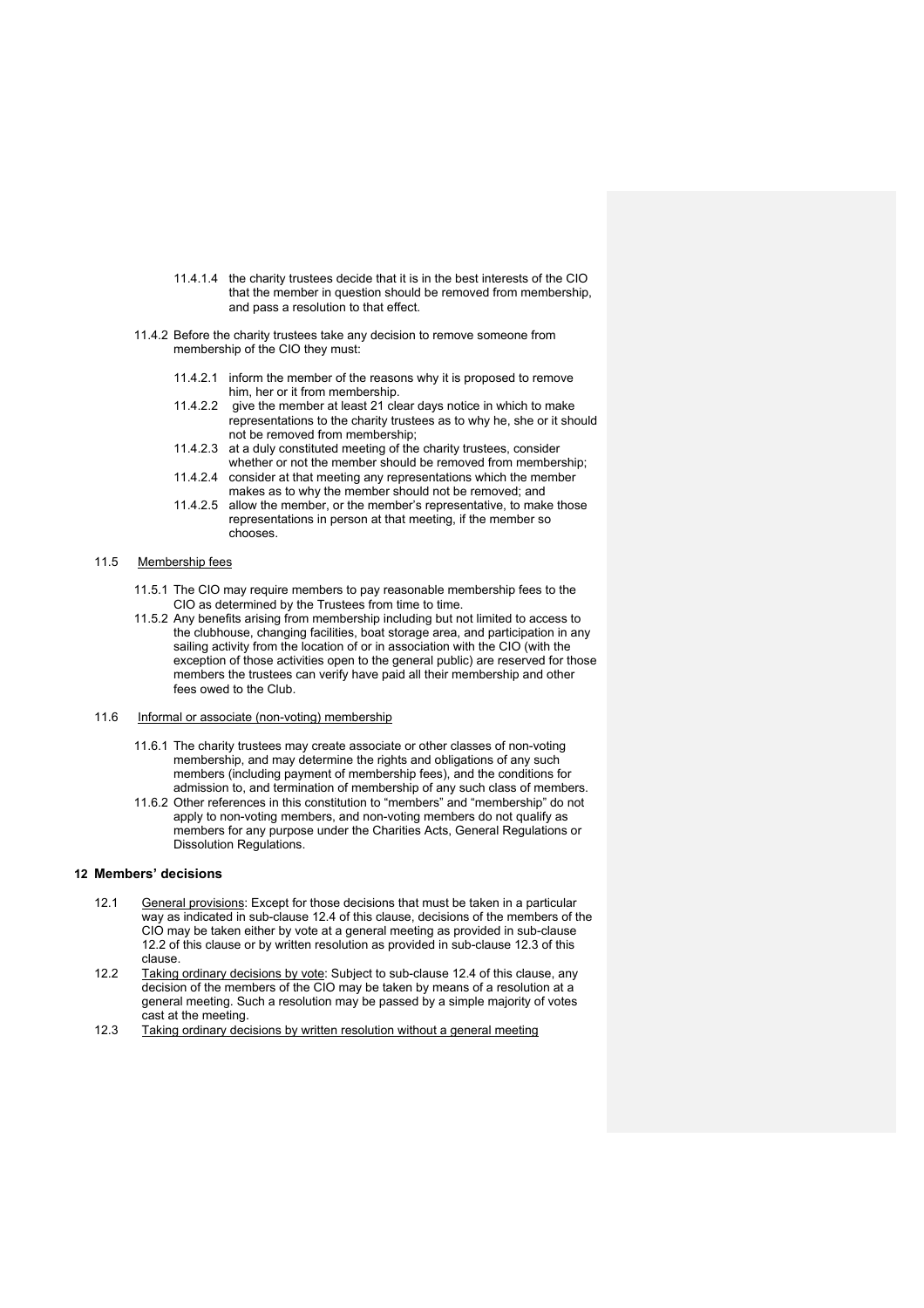11.4.1.4 the charity trustees decide that it is in the best interests of the CIO that the member in question should be removed from membership, and pass a resolution to that effect.

11.4.2 Before the charity trustees take any decision to remove someone from membership of the CIO they must:

11.4.2.1 inform the member of the reasons why it is proposed to remove him, her or it from membership.

11.4.2.2 give the member at least 21 clear days notice in which to make representations to the charity trustees as to why he, she or it should not be removed from membership;

11.4.2.3 at a duly constituted meeting of the charity trustees, consider whether or not the member should be removed from membership;

11.4.2.4 consider at that meeting any representations which the member makes as to why the member should not be removed; and

11.4.2.5 allow the member, or the member's representative, to make those representations in person at that meeting, if the member so chooses.

11.5 Membership fees

11.5.1 The CIO may require members to pay reasonable membership fees to the CIO as determined by the Trustees from time to time.

11.5.2 Any benefits arising from membership including but not limited to access to the clubhouse, changing facilities, boat storage area, and participation in any sailing activity from the location of or in association with the CIO (with the exception of those activities open to the general public) are reserved for those members the trustees can verify have paid all their membership and other fees owed to the Club.

11.6 Informal or associate (non-voting) membership

11.6.1 The charity trustees may create associate or other classes of non-voting membership, and may determine the rights and obligations of any such members (including payment of membership fees), and the conditions for admission to, and termination of membership of any such class of members.

11.6.2 Other references in this constitution to "members" and "membership" do not apply to non-voting members, and non-voting members do not qualify as members for any purpose under the Charities Acts, General Regulations or Dissolution Regulations.

## 12 Members' decisions

12.1 General provisions: Except for those decisions that must be taken in a particular way as indicated in sub-clause 12.4 of this clause, decisions of the members of the CIO may be taken either by vote at a general meeting as provided in sub-clause 12.2 of this clause or by written resolution as provided in sub-clause 12.3 of this clause.

12.2 Taking ordinary decisions by vote: Subject to sub-clause 12.4 of this clause, any decision of the members of the CIO may be taken by means of a resolution at a general meeting. Such a resolution may be passed by a simple majority of votes cast at the meeting.

12.3 Taking ordinary decisions by written resolution without a general meeting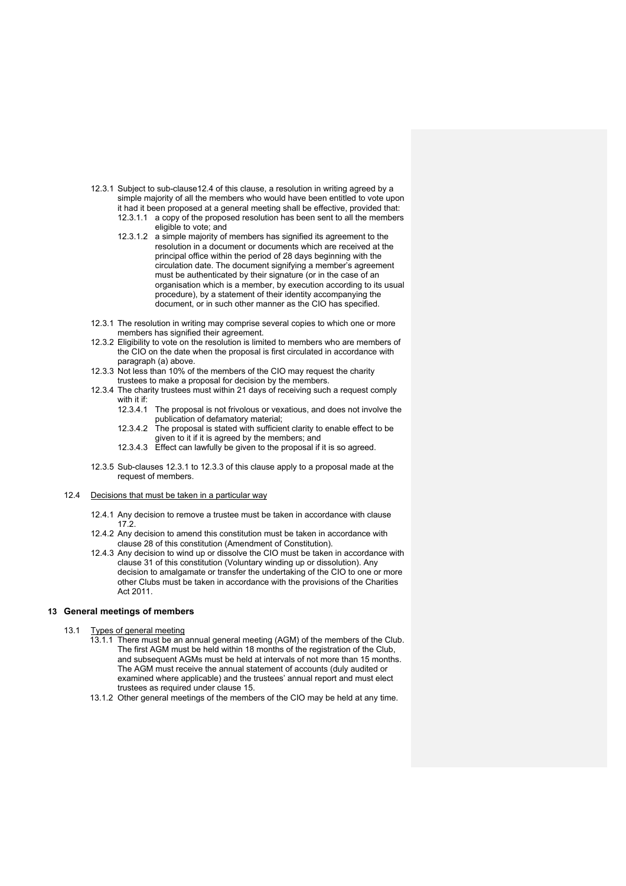12.3.1 Subject to sub-clause12.4 of this clause, a resolution in writing agreed by a simple majority of all the members who would have been entitled to vote upon it had it been proposed at a general meeting shall be effective, provided that:

12.3.1.1 a copy of the proposed resolution has been sent to all the members eligible to vote; and

12.3.1.2 a simple majority of members has signified its agreement to the resolution in a document or documents which are received at the principal office within the period of 28 days beginning with the circulation date. The document signifying a member's agreement must be authenticated by their signature (or in the case of an organisation which is a member, by execution according to its usual procedure), by a statement of their identity accompanying the document, or in such other manner as the CIO has specified.

12.3.1 The resolution in writing may comprise several copies to which one or more members has signified their agreement.

12.3.2 Eligibility to vote on the resolution is limited to members who are members of the CIO on the date when the proposal is first circulated in accordance with paragraph (a) above.

12.3.3 Not less than 10% of the members of the CIO may request the charity trustees to make a proposal for decision by the members.

12.3.4 The charity trustees must within 21 days of receiving such a request comply with it if:

12.3.4.1 The proposal is not frivolous or vexatious, and does not involve the publication of defamatory material;

12.3.4.2 The proposal is stated with sufficient clarity to enable effect to be given to it if it is agreed by the members; and

12.3.4.3 Effect can lawfully be given to the proposal if it is so agreed.

12.3.5 Sub-clauses 12.3.1 to 12.3.3 of this clause apply to a proposal made at the request of members.

12.4 Decisions that must be taken in a particular way

12.4.1 Any decision to remove a trustee must be taken in accordance with clause 17.2.

12.4.2 Any decision to amend this constitution must be taken in accordance with clause 28 of this constitution (Amendment of Constitution).

12.4.3 Any decision to wind up or dissolve the CIO must be taken in accordance with clause 31 of this constitution (Voluntary winding up or dissolution). Any decision to amalgamate or transfer the undertaking of the CIO to one or more other Clubs must be taken in accordance with the provisions of the Charities Act 2011.

## 13 General meetings of members

13.1 Types of general meeting

13.1.1 There must be an annual general meeting (AGM) of the members of the Club. The first AGM must be held within 18 months of the registration of the Club, and subsequent AGMs must be held at intervals of not more than 15 months. The AGM must receive the annual statement of accounts (duly audited or examined where applicable) and the trustees' annual report and must elect trustees as required under clause 15.

13.1.2 Other general meetings of the members of the CIO may be held at any time.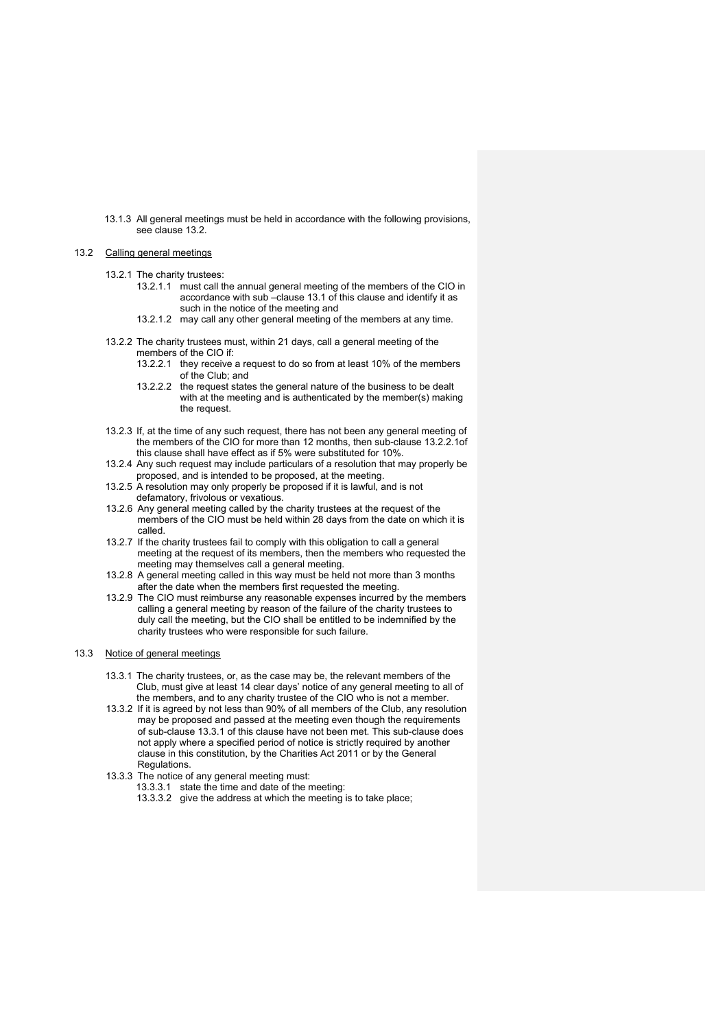13.1.3 All general meetings must be held in accordance with the following provisions, see clause 13.2.

13.2 Calling general meetings

13.2.1 The charity trustees:

13.2.1.1 must call the annual general meeting of the members of the CIO in accordance with sub –clause 13.1 of this clause and identify it as such in the notice of the meeting and

13.2.1.2 may call any other general meeting of the members at any time.

13.2.2 The charity trustees must, within 21 days, call a general meeting of the members of the CIO if:

13.2.2.1 they receive a request to do so from at least 10% of the members of the Club; and

13.2.2.2 the request states the general nature of the business to be dealt with at the meeting and is authenticated by the member(s) making the request.

13.2.3 If, at the time of any such request, there has not been any general meeting of the members of the CIO for more than 12 months, then sub-clause 13.2.2.1of this clause shall have effect as if 5% were substituted for 10%.

13.2.4 Any such request may include particulars of a resolution that may properly be proposed, and is intended to be proposed, at the meeting.

13.2.5 A resolution may only properly be proposed if it is lawful, and is not defamatory, frivolous or vexatious.

13.2.6 Any general meeting called by the charity trustees at the request of the members of the CIO must be held within 28 days from the date on which it is called.

13.2.7 If the charity trustees fail to comply with this obligation to call a general meeting at the request of its members, then the members who requested the meeting may themselves call a general meeting.

13.2.8 A general meeting called in this way must be held not more than 3 months after the date when the members first requested the meeting.

13.2.9 The CIO must reimburse any reasonable expenses incurred by the members calling a general meeting by reason of the failure of the charity trustees to duly call the meeting, but the CIO shall be entitled to be indemnified by the charity trustees who were responsible for such failure.

13.3 Notice of general meetings

13.3.1 The charity trustees, or, as the case may be, the relevant members of the Club, must give at least 14 clear days' notice of any general meeting to all of the members, and to any charity trustee of the CIO who is not a member.

13.3.2 If it is agreed by not less than 90% of all members of the Club, any resolution may be proposed and passed at the meeting even though the requirements of sub-clause 13.3.1 of this clause have not been met. This sub-clause does not apply where a specified period of notice is strictly required by another clause in this constitution, by the Charities Act 2011 or by the General Regulations.

13.3.3 The notice of any general meeting must:

13.3.3.1 state the time and date of the meeting:

13.3.3.2 give the address at which the meeting is to take place;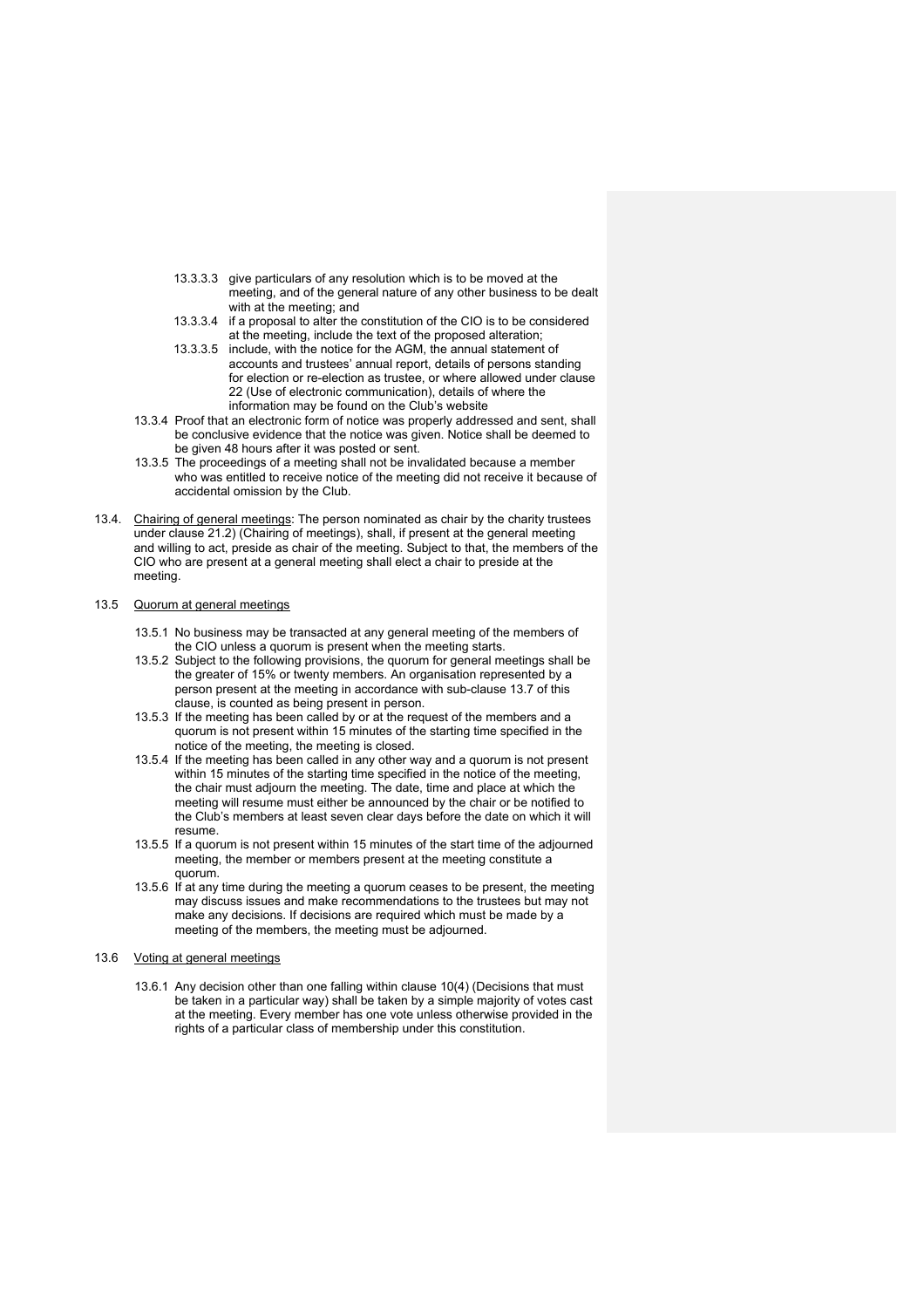13.3.3.3 give particulars of any resolution which is to be moved at the meeting, and of the general nature of any other business to be dealt with at the meeting; and

13.3.3.4 if a proposal to alter the constitution of the CIO is to be considered at the meeting, include the text of the proposed alteration;

13.3.3.5 include, with the notice for the AGM, the annual statement of accounts and trustees' annual report, details of persons standing for election or re-election as trustee, or where allowed under clause 22 (Use of electronic communication), details of where the information may be found on the Club's website

13.3.4 Proof that an electronic form of notice was properly addressed and sent, shall be conclusive evidence that the notice was given. Notice shall be deemed to be given 48 hours after it was posted or sent.

13.3.5 The proceedings of a meeting shall not be invalidated because a member who was entitled to receive notice of the meeting did not receive it because of accidental omission by the Club.

13.4. <u>Chairing of general meetings</u>: The person nominated as chair by the charity trustees under clause 21.2) (Chairing of meetings), shall, if present at the general meeting and willing to act, preside as chair of the meeting. Subject to that, the members of the CIO who are present at a general meeting shall elect a chair to preside at the meeting.

13.5 <u>Quorum at general meetings</u>

13.5.1 No business may be transacted at any general meeting of the members of the CIO unless a quorum is present when the meeting starts.

13.5.2 Subject to the following provisions, the quorum for general meetings shall be the greater of 15% or twenty members. An organisation represented by a person present at the meeting in accordance with sub-clause 13.7 of this clause, is counted as being present in person.

13.5.3 If the meeting has been called by or at the request of the members and a quorum is not present within 15 minutes of the starting time specified in the notice of the meeting, the meeting is closed.

13.5.4 If the meeting has been called in any other way and a quorum is not present within 15 minutes of the starting time specified in the notice of the meeting, the chair must adjourn the meeting. The date, time and place at which the meeting will resume must either be announced by the chair or be notified to the Club's members at least seven clear days before the date on which it will resume.

13.5.5 If a quorum is not present within 15 minutes of the start time of the adjourned meeting, the member or members present at the meeting constitute a quorum.

13.5.6 If at any time during the meeting a quorum ceases to be present, the meeting may discuss issues and make recommendations to the trustees but may not make any decisions. If decisions are required which must be made by a meeting of the members, the meeting must be adjourned.

13.6 <u>Voting at general meetings</u>

13.6.1 Any decision other than one falling within clause 10(4) (Decisions that must be taken in a particular way) shall be taken by a simple majority of votes cast at the meeting. Every member has one vote unless otherwise provided in the rights of a particular class of membership under this constitution.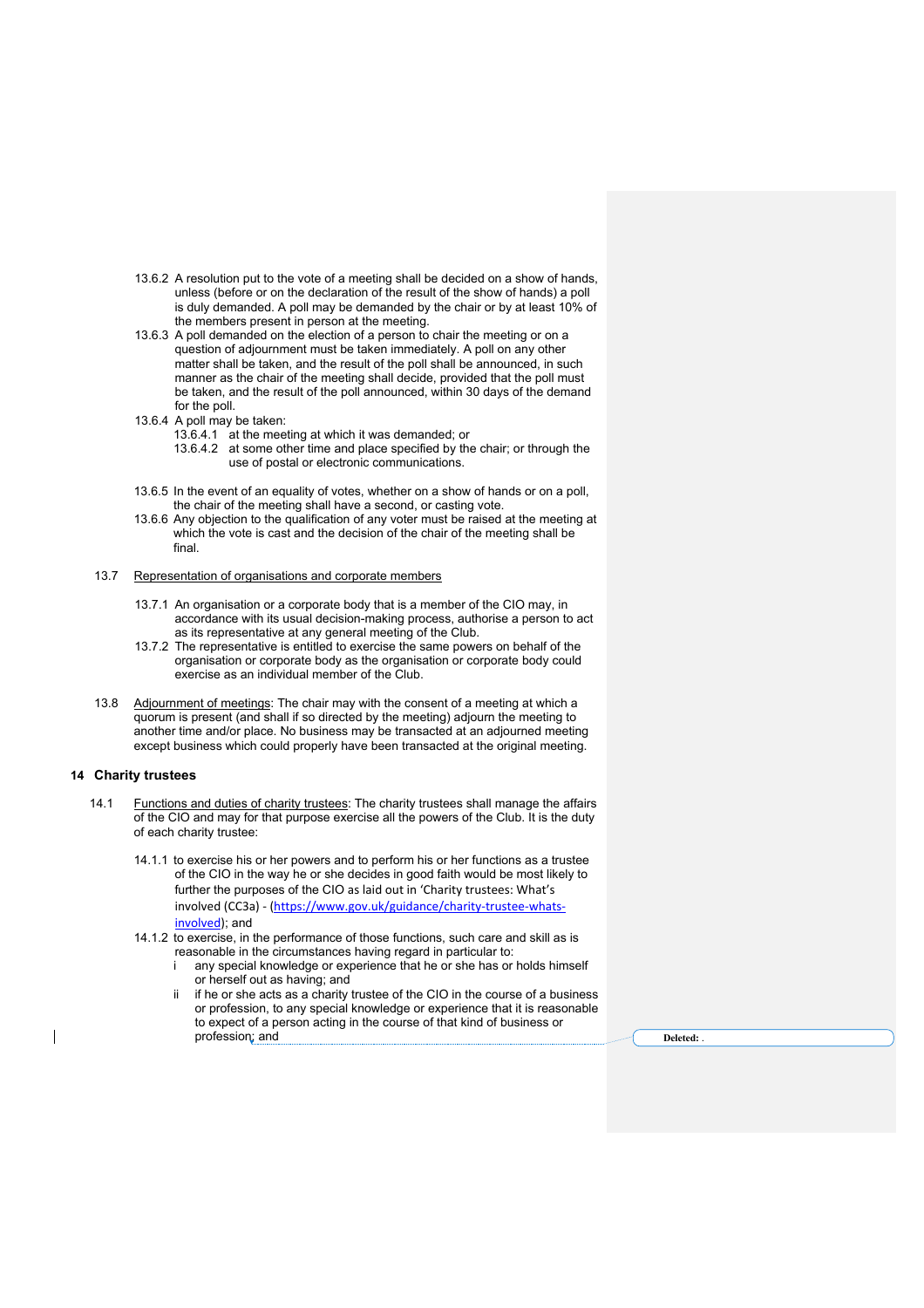13.6.2 A resolution put to the vote of a meeting shall be decided on a show of hands, unless (before or on the declaration of the result of the show of hands) a poll is duly demanded. A poll may be demanded by the chair or by at least 10% of the members present in person at the meeting.

13.6.3 A poll demanded on the election of a person to chair the meeting or on a question of adjournment must be taken immediately. A poll on any other matter shall be taken, and the result of the poll shall be announced, in such manner as the chair of the meeting shall decide, provided that the poll must be taken, and the result of the poll announced, within 30 days of the demand for the poll.

13.6.4 A poll may be taken:

- 13.6.4.1 at the meeting at which it was demanded; or
- 13.6.4.2 at some other time and place specified by the chair; or through the use of postal or electronic communications.

13.6.5 In the event of an equality of votes, whether on a show of hands or on a poll, the chair of the meeting shall have a second, or casting vote.

13.6.6 Any objection to the qualification of any voter must be raised at the meeting at which the vote is cast and the decision of the chair of the meeting shall be final.

13.7 Representation of organisations and corporate members

13.7.1 An organisation or a corporate body that is a member of the CIO may, in accordance with its usual decision-making process, authorise a person to act as its representative at any general meeting of the Club.

13.7.2 The representative is entitled to exercise the same powers on behalf of the organisation or corporate body as the organisation or corporate body could exercise as an individual member of the Club.

13.8 Adjournment of meetings: The chair may with the consent of a meeting at which a quorum is present (and shall if so directed by the meeting) adjourn the meeting to another time and/or place. No business may be transacted at an adjourned meeting except business which could properly have been transacted at the original meeting.

## 14 Charity trustees

14.1 Functions and duties of charity trustees: The charity trustees shall manage the affairs of the CIO and may for that purpose exercise all the powers of the Club. It is the duty of each charity trustee:

14.1.1 to exercise his or her powers and to perform his or her functions as a trustee of the CIO in the way he or she decides in good faith would be most likely to further the purposes of the CIO as laid out in 'Charity trustees: What's involved (CC3a) - (https://www.gov.uk/guidance/charity-trustee-whats-involved); and

14.1.2 to exercise, in the performance of those functions, such care and skill as is reasonable in the circumstances having regard in particular to:

- i any special knowledge or experience that he or she has or holds himself or herself out as having; and
- ii if he or she acts as a charity trustee of the CIO in the course of a business or profession, to any special knowledge or experience that it is reasonable to expect of a person acting in the course of that kind of business or profession; and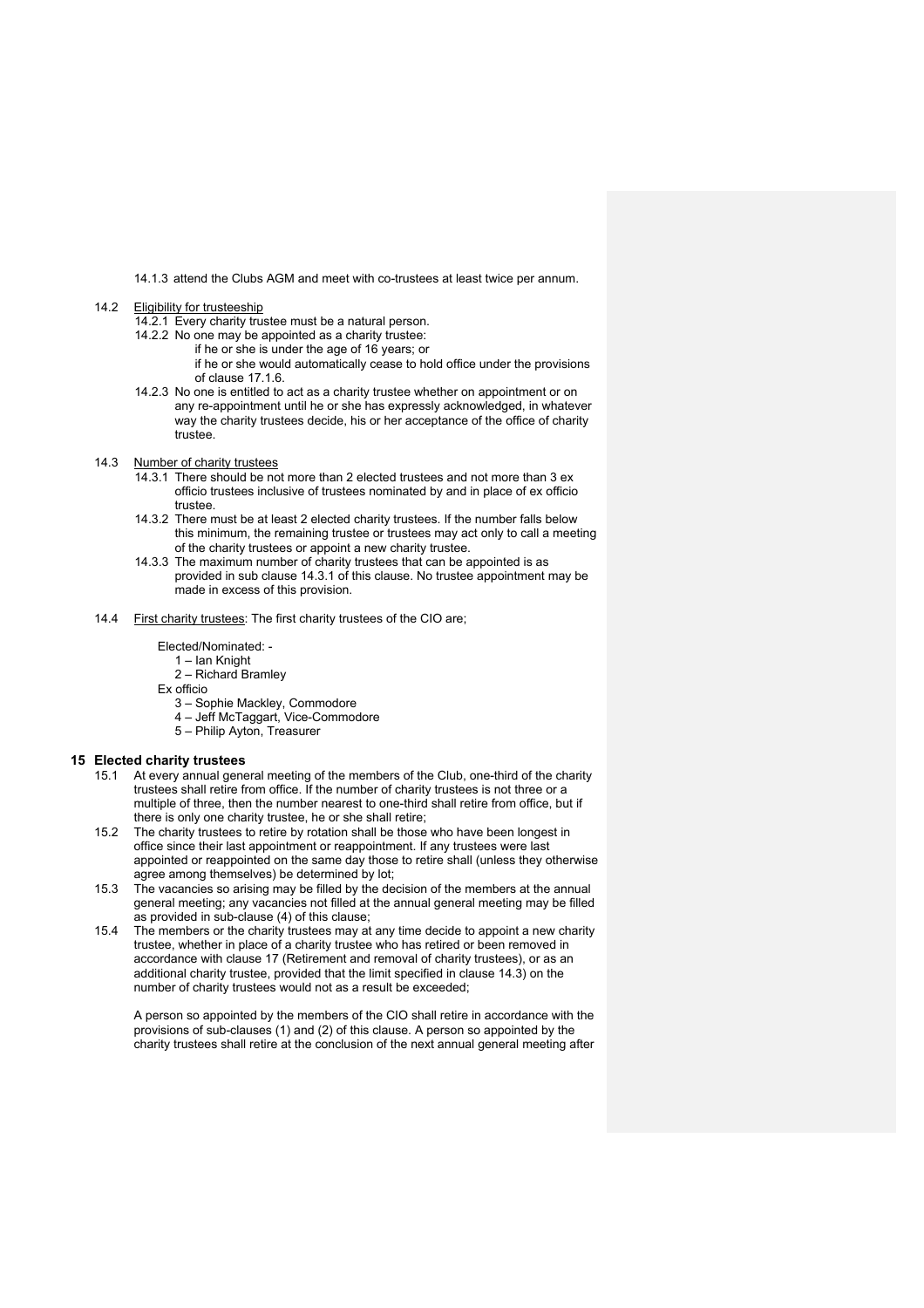14.1.3 attend the Clubs AGM and meet with co-trustees at least twice per annum.

14.2 Eligibility for trusteeship

14.2.1 Every charity trustee must be a natural person.

14.2.2 No one may be appointed as a charity trustee:

if he or she is under the age of 16 years; or

if he or she would automatically cease to hold office under the provisions of clause 17.1.6.

14.2.3 No one is entitled to act as a charity trustee whether on appointment or on any re-appointment until he or she has expressly acknowledged, in whatever way the charity trustees decide, his or her acceptance of the office of charity trustee.

14.3 Number of charity trustees

14.3.1 There should be not more than 2 elected trustees and not more than 3 ex officio trustees inclusive of trustees nominated by and in place of ex officio trustee.

14.3.2 There must be at least 2 elected charity trustees. If the number falls below this minimum, the remaining trustee or trustees may act only to call a meeting of the charity trustees or appoint a new charity trustee.

14.3.3 The maximum number of charity trustees that can be appointed is as provided in sub clause 14.3.1 of this clause. No trustee appointment may be made in excess of this provision.

14.4 First charity trustees: The first charity trustees of the CIO are;

Elected/Nominated: -

1 – Ian Knight
2 – Richard Bramley

Ex officio

3 – Sophie Mackley, Commodore
4 – Jeff McTaggart, Vice-Commodore
5 – Philip Ayton, Treasurer

## 15 Elected charity trustees

15.1 At every annual general meeting of the members of the Club, one-third of the charity trustees shall retire from office. If the number of charity trustees is not three or a multiple of three, then the number nearest to one-third shall retire from office, but if there is only one charity trustee, he or she shall retire;

15.2 The charity trustees to retire by rotation shall be those who have been longest in office since their last appointment or reappointment. If any trustees were last appointed or reappointed on the same day those to retire shall (unless they otherwise agree among themselves) be determined by lot;

15.3 The vacancies so arising may be filled by the decision of the members at the annual general meeting; any vacancies not filled at the annual general meeting may be filled as provided in sub-clause (4) of this clause;

15.4 The members or the charity trustees may at any time decide to appoint a new charity trustee, whether in place of a charity trustee who has retired or been removed in accordance with clause 17 (Retirement and removal of charity trustees), or as an additional charity trustee, provided that the limit specified in clause 14.3) on the number of charity trustees would not as a result be exceeded;

A person so appointed by the members of the CIO shall retire in accordance with the provisions of sub-clauses (1) and (2) of this clause. A person so appointed by the charity trustees shall retire at the conclusion of the next annual general meeting after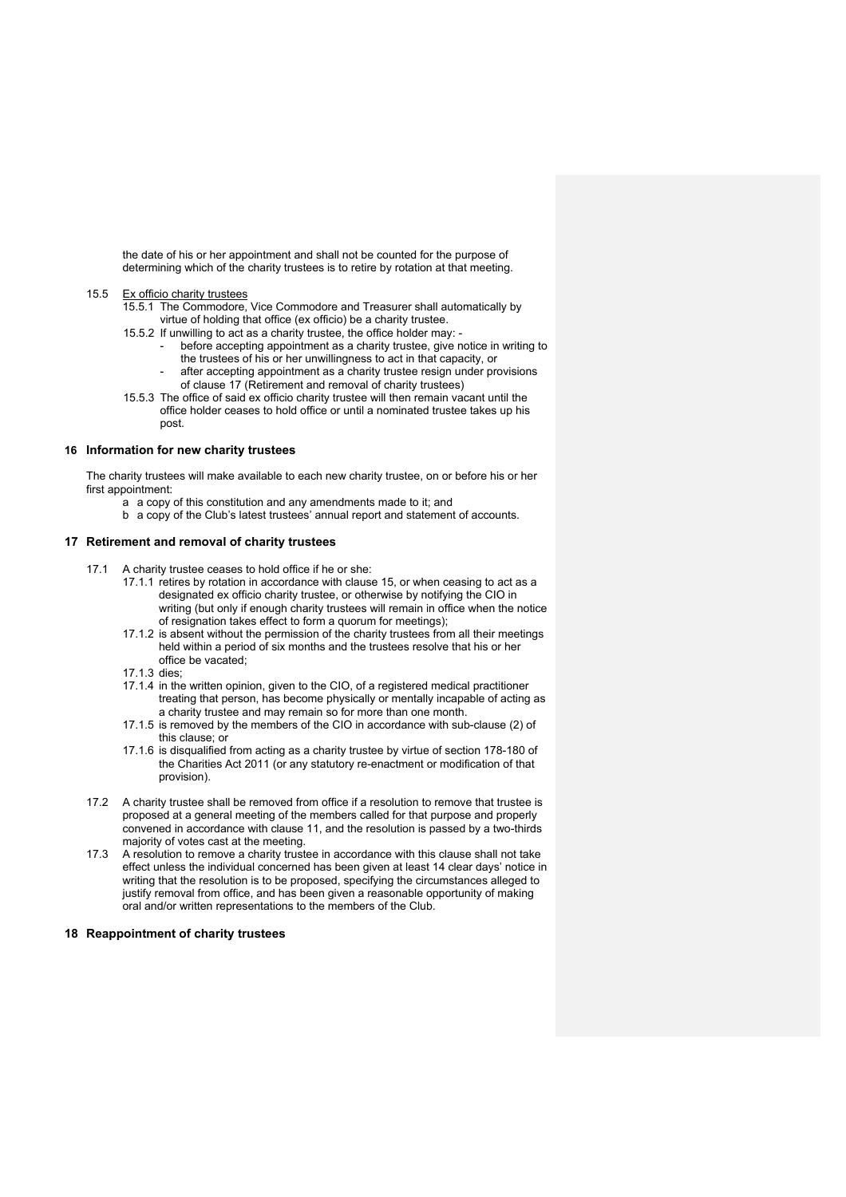the date of his or her appointment and shall not be counted for the purpose of determining which of the charity trustees is to retire by rotation at that meeting.

15.5 Ex officio charity trustees

15.5.1 The Commodore, Vice Commodore and Treasurer shall automatically by virtue of holding that office (ex officio) be a charity trustee.

15.5.2 If unwilling to act as a charity trustee, the office holder may: -

- before accepting appointment as a charity trustee, give notice in writing to the trustees of his or her unwillingness to act in that capacity, or
- after accepting appointment as a charity trustee resign under provisions of clause 17 (Retirement and removal of charity trustees)

15.5.3 The office of said ex officio charity trustee will then remain vacant until the office holder ceases to hold office or until a nominated trustee takes up his post.

## 16 Information for new charity trustees

The charity trustees will make available to each new charity trustee, on or before his or her first appointment:

a a copy of this constitution and any amendments made to it; and

b a copy of the Club's latest trustees' annual report and statement of accounts.

## 17 Retirement and removal of charity trustees

17.1 A charity trustee ceases to hold office if he or she:

17.1.1 retires by rotation in accordance with clause 15, or when ceasing to act as a designated ex officio charity trustee, or otherwise by notifying the CIO in writing (but only if enough charity trustees will remain in office when the notice of resignation takes effect to form a quorum for meetings);

17.1.2 is absent without the permission of the charity trustees from all their meetings held within a period of six months and the trustees resolve that his or her office be vacated;

17.1.3 dies;

17.1.4 in the written opinion, given to the CIO, of a registered medical practitioner treating that person, has become physically or mentally incapable of acting as a charity trustee and may remain so for more than one month.

17.1.5 is removed by the members of the CIO in accordance with sub-clause (2) of this clause; or

17.1.6 is disqualified from acting as a charity trustee by virtue of section 178-180 of the Charities Act 2011 (or any statutory re-enactment or modification of that provision).

17.2 A charity trustee shall be removed from office if a resolution to remove that trustee is proposed at a general meeting of the members called for that purpose and properly convened in accordance with clause 11, and the resolution is passed by a two-thirds majority of votes cast at the meeting.

17.3 A resolution to remove a charity trustee in accordance with this clause shall not take effect unless the individual concerned has been given at least 14 clear days' notice in writing that the resolution is to be proposed, specifying the circumstances alleged to justify removal from office, and has been given a reasonable opportunity of making oral and/or written representations to the members of the Club.

## 18 Reappointment of charity trustees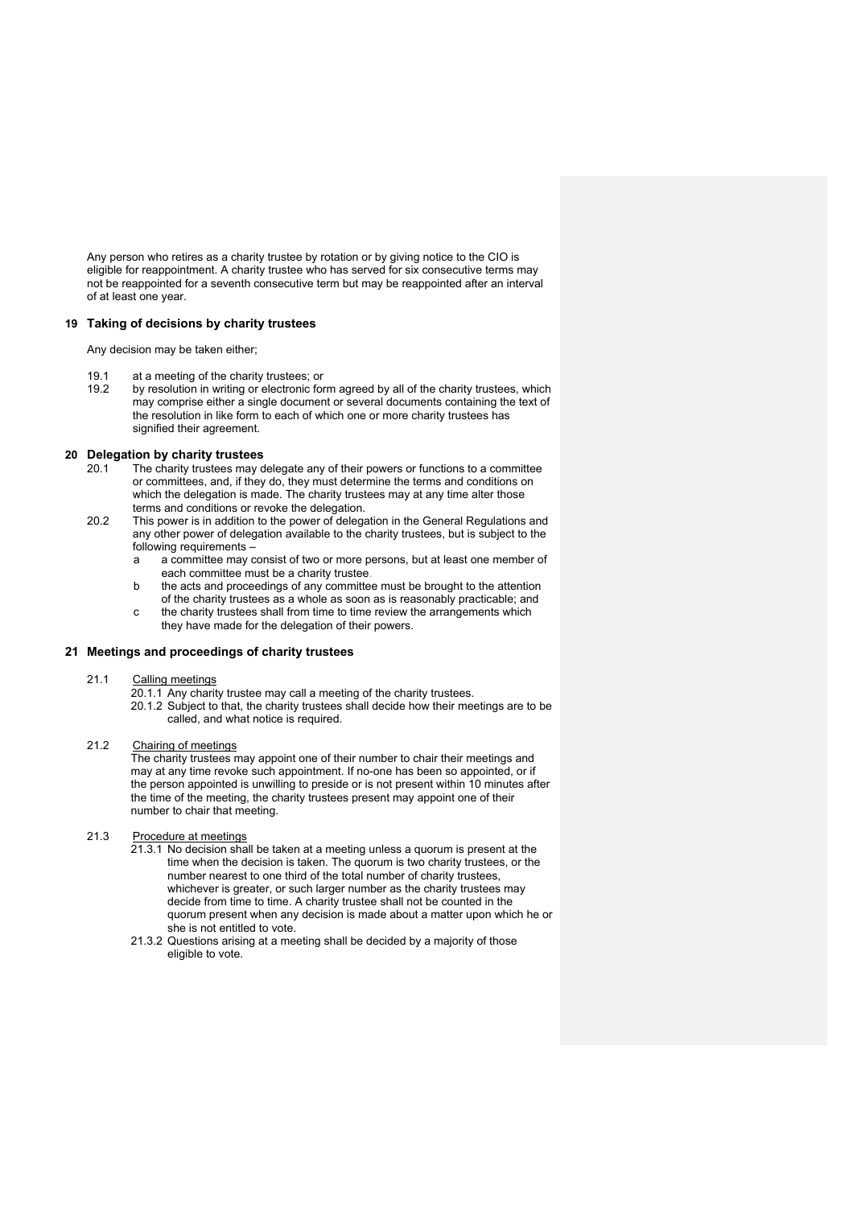Any person who retires as a charity trustee by rotation or by giving notice to the CIO is eligible for reappointment. A charity trustee who has served for six consecutive terms may not be reappointed for a seventh consecutive term but may be reappointed after an interval of at least one year.

## 19 Taking of decisions by charity trustees

Any decision may be taken either;

19.1 at a meeting of the charity trustees; or

19.2 by resolution in writing or electronic form agreed by all of the charity trustees, which may comprise either a single document or several documents containing the text of the resolution in like form to each of which one or more charity trustees has signified their agreement.

## 20 Delegation by charity trustees

20.1 The charity trustees may delegate any of their powers or functions to a committee or committees, and, if they do, they must determine the terms and conditions on which the delegation is made. The charity trustees may at any time alter those terms and conditions or revoke the delegation.

20.2 This power is in addition to the power of delegation in the General Regulations and any other power of delegation available to the charity trustees, but is subject to the following requirements –

- a a committee may consist of two or more persons, but at least one member of each committee must be a charity trustee
- b the acts and proceedings of any committee must be brought to the attention of the charity trustees as a whole as soon as is reasonably practicable; and
- c the charity trustees shall from time to time review the arrangements which they have made for the delegation of their powers.

## 21 Meetings and proceedings of charity trustees

21.1 Calling meetings

20.1.1 Any charity trustee may call a meeting of the charity trustees.

20.1.2 Subject to that, the charity trustees shall decide how their meetings are to be called, and what notice is required.

21.2 Chairing of meetings

The charity trustees may appoint one of their number to chair their meetings and may at any time revoke such appointment. If no-one has been so appointed, or if the person appointed is unwilling to preside or is not present within 10 minutes after the time of the meeting, the charity trustees present may appoint one of their number to chair that meeting.

21.3 Procedure at meetings

21.3.1 No decision shall be taken at a meeting unless a quorum is present at the time when the decision is taken. The quorum is two charity trustees, or the number nearest to one third of the total number of charity trustees, whichever is greater, or such larger number as the charity trustees may decide from time to time. A charity trustee shall not be counted in the quorum present when any decision is made about a matter upon which he or she is not entitled to vote.

21.3.2 Questions arising at a meeting shall be decided by a majority of those eligible to vote.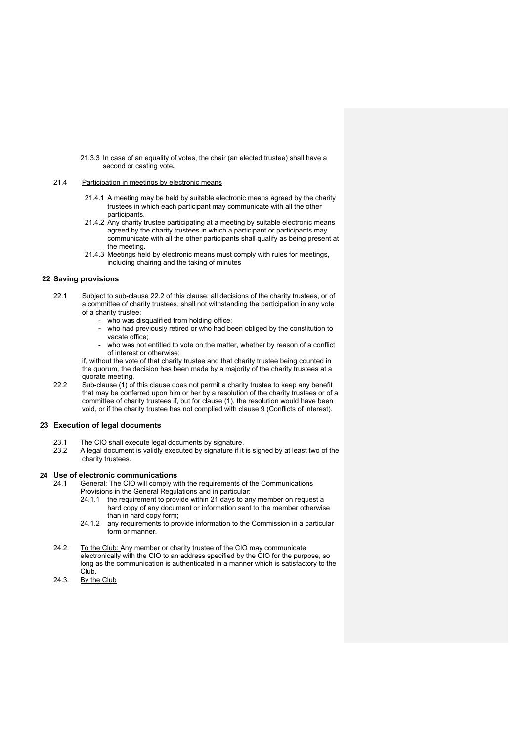21.3.3 In case of an equality of votes, the chair (an elected trustee) shall have a second or casting vote**.**

21.4 Participation in meetings by electronic means

21.4.1 A meeting may be held by suitable electronic means agreed by the charity trustees in which each participant may communicate with all the other participants.

21.4.2 Any charity trustee participating at a meeting by suitable electronic means agreed by the charity trustees in which a participant or participants may communicate with all the other participants shall qualify as being present at the meeting.

21.4.3 Meetings held by electronic means must comply with rules for meetings, including chairing and the taking of minutes

## 22 Saving provisions

22.1 Subject to sub-clause 22.2 of this clause, all decisions of the charity trustees, or of a committee of charity trustees, shall not withstanding the participation in any vote of a charity trustee:

- who was disqualified from holding office;
- who had previously retired or who had been obliged by the constitution to vacate office;
- who was not entitled to vote on the matter, whether by reason of a conflict of interest or otherwise;

if, without the vote of that charity trustee and that charity trustee being counted in the quorum, the decision has been made by a majority of the charity trustees at a quorate meeting.

22.2 Sub-clause (1) of this clause does not permit a charity trustee to keep any benefit that may be conferred upon him or her by a resolution of the charity trustees or of a committee of charity trustees if, but for clause (1), the resolution would have been void, or if the charity trustee has not complied with clause 9 (Conflicts of interest).

## 23 Execution of legal documents

23.1 The CIO shall execute legal documents by signature.

23.2 A legal document is validly executed by signature if it is signed by at least two of the charity trustees.

## 24 Use of electronic communications

24.1 General: The CIO will comply with the requirements of the Communications Provisions in the General Regulations and in particular:

24.1.1 the requirement to provide within 21 days to any member on request a hard copy of any document or information sent to the member otherwise than in hard copy form;

24.1.2 any requirements to provide information to the Commission in a particular form or manner.

24.2. To the Club: Any member or charity trustee of the CIO may communicate electronically with the CIO to an address specified by the CIO for the purpose, so long as the communication is authenticated in a manner which is satisfactory to the Club.

24.3. By the Club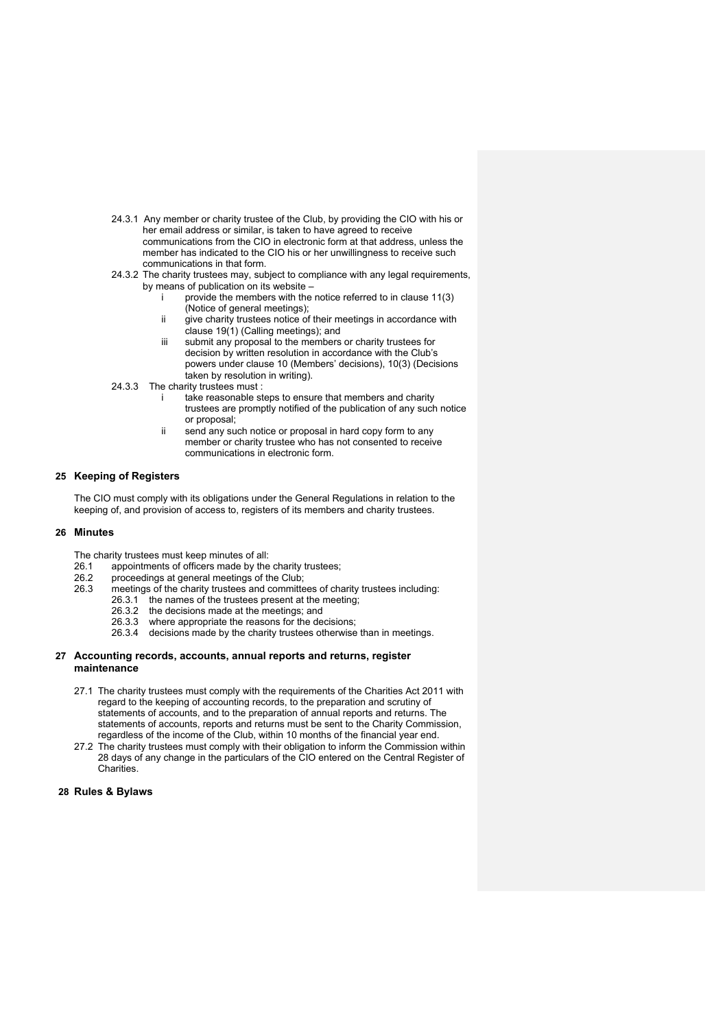24.3.1 Any member or charity trustee of the Club, by providing the CIO with his or her email address or similar, is taken to have agreed to receive communications from the CIO in electronic form at that address, unless the member has indicated to the CIO his or her unwillingness to receive such communications in that form.

24.3.2 The charity trustees may, subject to compliance with any legal requirements, by means of publication on its website –

- i provide the members with the notice referred to in clause 11(3) (Notice of general meetings);
- ii give charity trustees notice of their meetings in accordance with clause 19(1) (Calling meetings); and
- iii submit any proposal to the members or charity trustees for decision by written resolution in accordance with the Club's powers under clause 10 (Members' decisions), 10(3) (Decisions taken by resolution in writing).

24.3.3 The charity trustees must :

- i take reasonable steps to ensure that members and charity trustees are promptly notified of the publication of any such notice or proposal;
- ii send any such notice or proposal in hard copy form to any member or charity trustee who has not consented to receive communications in electronic form.

## 25 Keeping of Registers

The CIO must comply with its obligations under the General Regulations in relation to the keeping of, and provision of access to, registers of its members and charity trustees.

## 26 Minutes

The charity trustees must keep minutes of all:

26.1 appointments of officers made by the charity trustees;

26.2 proceedings at general meetings of the Club;

26.3 meetings of the charity trustees and committees of charity trustees including:

- 26.3.1 the names of the trustees present at the meeting;
- 26.3.2 the decisions made at the meetings; and
- 26.3.3 where appropriate the reasons for the decisions;
- 26.3.4 decisions made by the charity trustees otherwise than in meetings.

## 27 Accounting records, accounts, annual reports and returns, register maintenance

27.1 The charity trustees must comply with the requirements of the Charities Act 2011 with regard to the keeping of accounting records, to the preparation and scrutiny of statements of accounts, and to the preparation of annual reports and returns. The statements of accounts, reports and returns must be sent to the Charity Commission, regardless of the income of the Club, within 10 months of the financial year end.

27.2 The charity trustees must comply with their obligation to inform the Commission within 28 days of any change in the particulars of the CIO entered on the Central Register of Charities.

## 28 Rules & Bylaws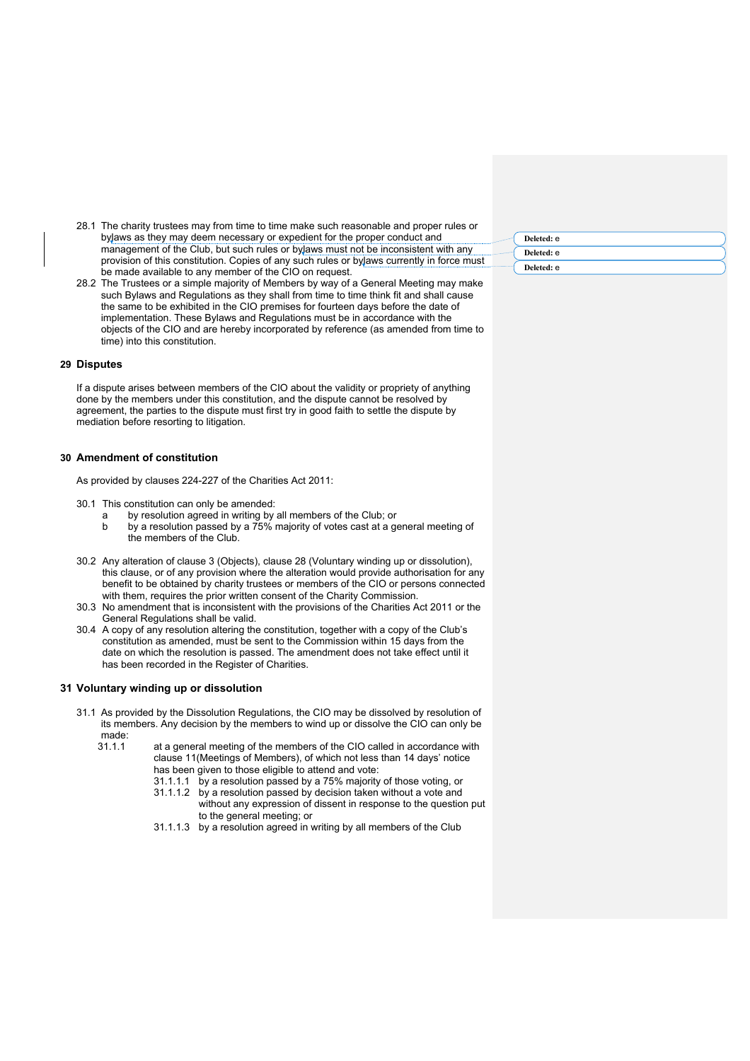28.1 The charity trustees may from time to time make such reasonable and proper rules or bylaws as they may deem necessary or expedient for the proper conduct and management of the Club, but such rules or bylaws must not be inconsistent with any provision of this constitution. Copies of any such rules or bylaws currently in force must be made available to any member of the CIO on request.

28.2 The Trustees or a simple majority of Members by way of a General Meeting may make such Bylaws and Regulations as they shall from time to time think fit and shall cause the same to be exhibited in the CIO premises for fourteen days before the date of implementation. These Bylaws and Regulations must be in accordance with the objects of the CIO and are hereby incorporated by reference (as amended from time to time) into this constitution.

## 29 Disputes

If a dispute arises between members of the CIO about the validity or propriety of anything done by the members under this constitution, and the dispute cannot be resolved by agreement, the parties to the dispute must first try in good faith to settle the dispute by mediation before resorting to litigation.

## 30 Amendment of constitution

As provided by clauses 224-227 of the Charities Act 2011:

30.1 This constitution can only be amended:

- a by resolution agreed in writing by all members of the Club; or
- b by a resolution passed by a 75% majority of votes cast at a general meeting of the members of the Club.

30.2 Any alteration of clause 3 (Objects), clause 28 (Voluntary winding up or dissolution), this clause, or of any provision where the alteration would provide authorisation for any benefit to be obtained by charity trustees or members of the CIO or persons connected with them, requires the prior written consent of the Charity Commission.

30.3 No amendment that is inconsistent with the provisions of the Charities Act 2011 or the General Regulations shall be valid.

30.4 A copy of any resolution altering the constitution, together with a copy of the Club's constitution as amended, must be sent to the Commission within 15 days from the date on which the resolution is passed. The amendment does not take effect until it has been recorded in the Register of Charities.

## 31 Voluntary winding up or dissolution

31.1 As provided by the Dissolution Regulations, the CIO may be dissolved by resolution of its members. Any decision by the members to wind up or dissolve the CIO can only be made:

31.1.1 at a general meeting of the members of the CIO called in accordance with clause 11(Meetings of Members), of which not less than 14 days' notice has been given to those eligible to attend and vote:

31.1.1.1 by a resolution passed by a 75% majority of those voting, or

31.1.1.2 by a resolution passed by decision taken without a vote and without any expression of dissent in response to the question put to the general meeting; or

31.1.1.3 by a resolution agreed in writing by all members of the Club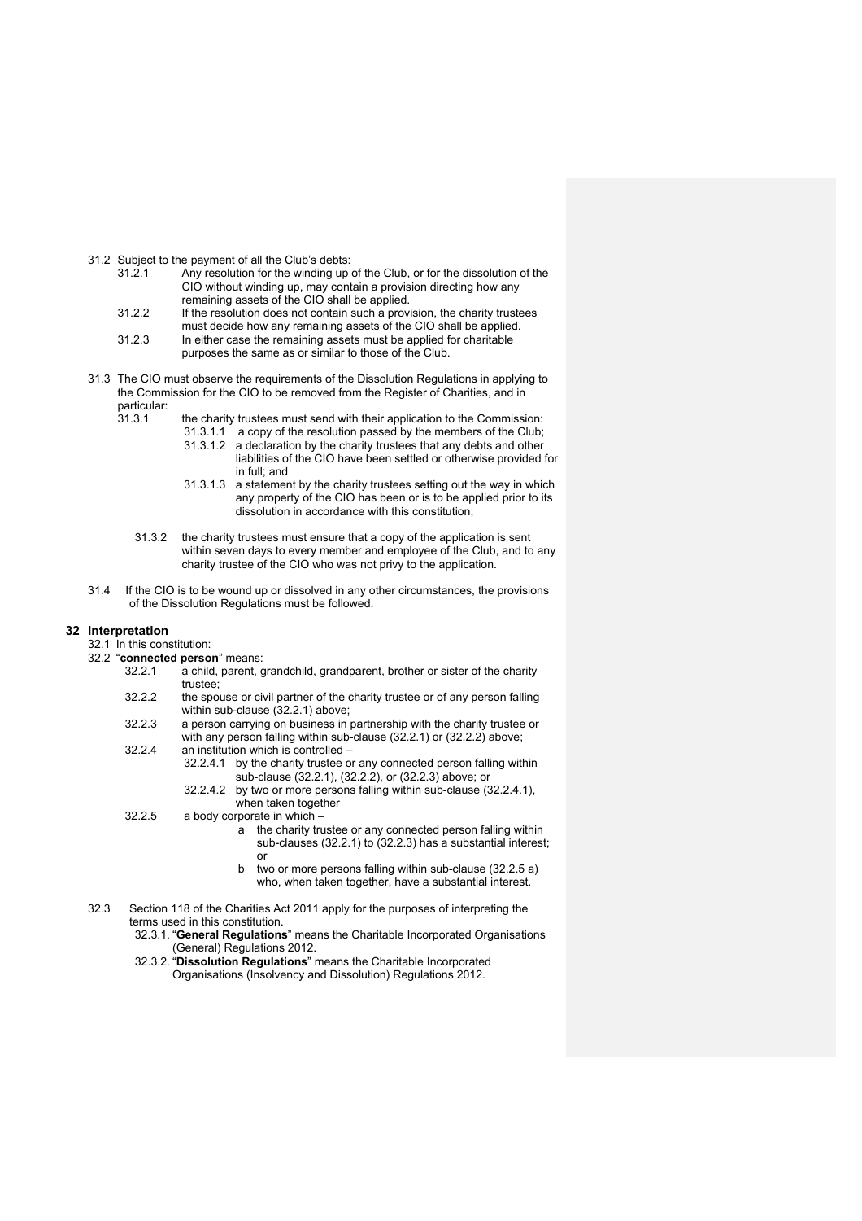31.2 Subject to the payment of all the Club's debts:

- 31.2.1 Any resolution for the winding up of the Club, or for the dissolution of the CIO without winding up, may contain a provision directing how any remaining assets of the CIO shall be applied.
- 31.2.2 If the resolution does not contain such a provision, the charity trustees must decide how any remaining assets of the CIO shall be applied.
- 31.2.3 In either case the remaining assets must be applied for charitable purposes the same as or similar to those of the Club.

31.3 The CIO must observe the requirements of the Dissolution Regulations in applying to the Commission for the CIO to be removed from the Register of Charities, and in particular:

- 31.3.1 the charity trustees must send with their application to the Commission:
  - 31.3.1.1 a copy of the resolution passed by the members of the Club;
  - 31.3.1.2 a declaration by the charity trustees that any debts and other liabilities of the CIO have been settled or otherwise provided for in full; and
  - 31.3.1.3 a statement by the charity trustees setting out the way in which any property of the CIO has been or is to be applied prior to its dissolution in accordance with this constitution;
- 31.3.2 the charity trustees must ensure that a copy of the application is sent within seven days to every member and employee of the Club, and to any charity trustee of the CIO who was not privy to the application.

31.4 If the CIO is to be wound up or dissolved in any other circumstances, the provisions of the Dissolution Regulations must be followed.

## 32 Interpretation

32.1 In this constitution:

32.2 "**connected person**" means:

- 32.2.1 a child, parent, grandchild, grandparent, brother or sister of the charity trustee;
- 32.2.2 the spouse or civil partner of the charity trustee or of any person falling within sub-clause (32.2.1) above;
- 32.2.3 a person carrying on business in partnership with the charity trustee or with any person falling within sub-clause (32.2.1) or (32.2.2) above;
- 32.2.4 an institution which is controlled –
  - 32.2.4.1 by the charity trustee or any connected person falling within sub-clause (32.2.1), (32.2.2), or (32.2.3) above; or
  - 32.2.4.2 by two or more persons falling within sub-clause (32.2.4.1), when taken together
- 32.2.5 a body corporate in which –
  - a the charity trustee or any connected person falling within sub-clauses (32.2.1) to (32.2.3) has a substantial interest; or
  - b two or more persons falling within sub-clause (32.2.5 a) who, when taken together, have a substantial interest.

32.3 Section 118 of the Charities Act 2011 apply for the purposes of interpreting the terms used in this constitution.

- 32.3.1. "**General Regulations**" means the Charitable Incorporated Organisations (General) Regulations 2012.
- 32.3.2. "**Dissolution Regulations**" means the Charitable Incorporated Organisations (Insolvency and Dissolution) Regulations 2012.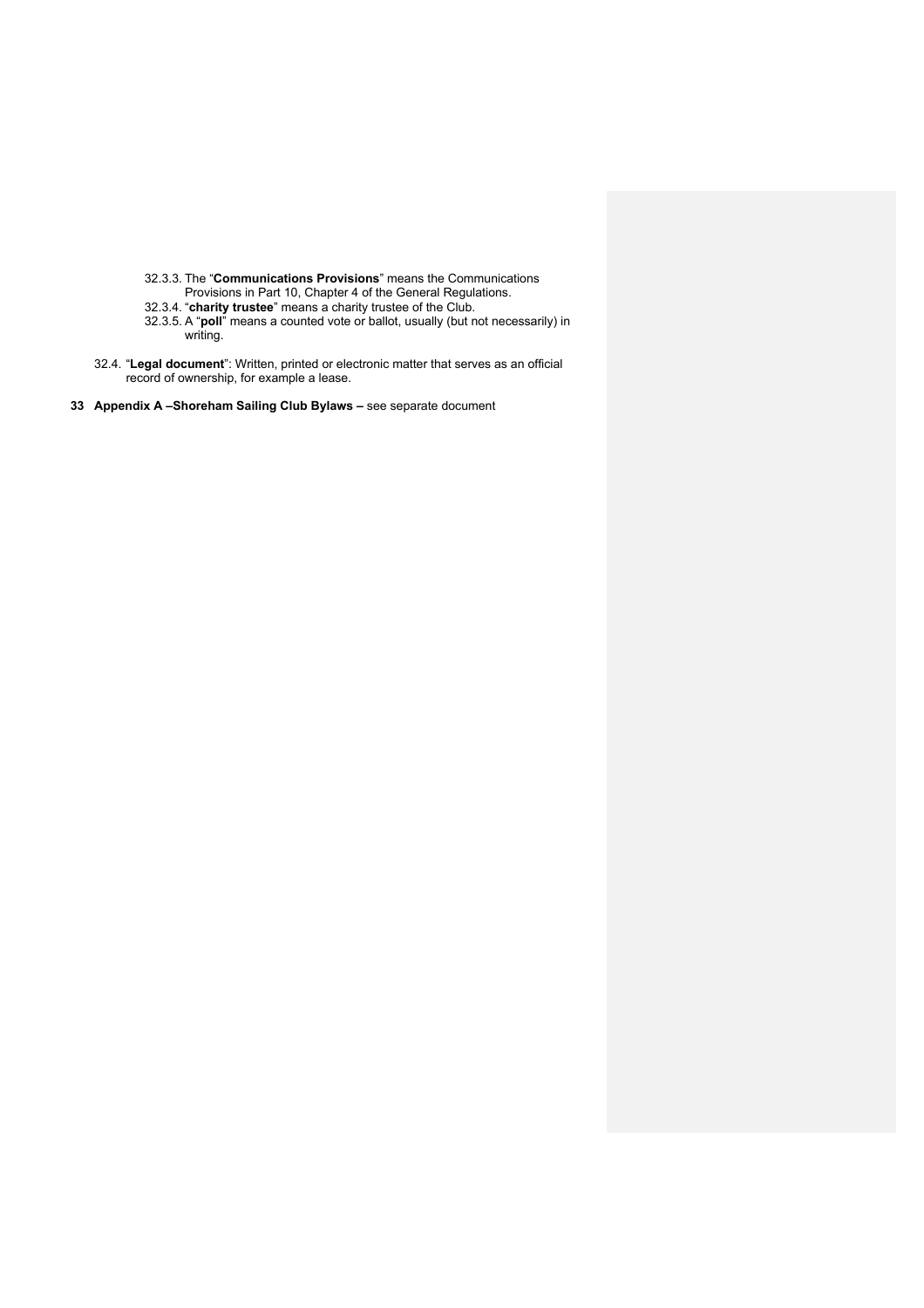32.3.3. The "**Communications Provisions**" means the Communications Provisions in Part 10, Chapter 4 of the General Regulations.

32.3.4. "**charity trustee**" means a charity trustee of the Club.

32.3.5. A "**poll**" means a counted vote or ballot, usually (but not necessarily) in writing.

32.4. "**Legal document**": Written, printed or electronic matter that serves as an official record of ownership, for example a lease.

**33 Appendix A –Shoreham Sailing Club Bylaws –** see separate document